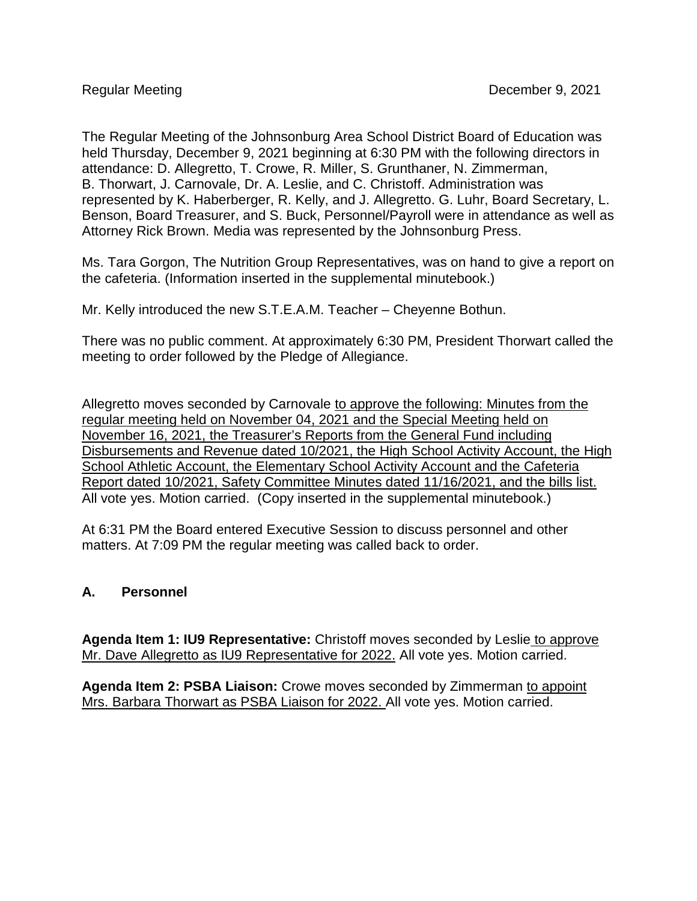Regular Meeting December 9, 2021

The Regular Meeting of the Johnsonburg Area School District Board of Education was held Thursday, December 9, 2021 beginning at 6:30 PM with the following directors in attendance: D. Allegretto, T. Crowe, R. Miller, S. Grunthaner, N. Zimmerman, B. Thorwart, J. Carnovale, Dr. A. Leslie, and C. Christoff. Administration was represented by K. Haberberger, R. Kelly, and J. Allegretto. G. Luhr, Board Secretary, L. Benson, Board Treasurer, and S. Buck, Personnel/Payroll were in attendance as well as Attorney Rick Brown. Media was represented by the Johnsonburg Press.

Ms. Tara Gorgon, The Nutrition Group Representatives, was on hand to give a report on the cafeteria. (Information inserted in the supplemental minutebook.)

Mr. Kelly introduced the new S.T.E.A.M. Teacher – Cheyenne Bothun.

There was no public comment. At approximately 6:30 PM, President Thorwart called the meeting to order followed by the Pledge of Allegiance.

Allegretto moves seconded by Carnovale <u>to approve the following: Minutes from the regular meeting held on November 04, 2021 and the Special Meeting held on November 16, 2021, the Treasurer's Reports from the General Fund including Disbursements and Revenue dated 10/2021, the High School Activity Account, the High School Athletic Account, the Elementary School Activity Account and the Cafeteria Report dated 10/2021, Safety Committee Minutes dated 11/16/2021, and the bills list.</u> All vote yes. Motion carried. (Copy inserted in the supplemental minutebook.)

At 6:31 PM the Board entered Executive Session to discuss personnel and other matters. At 7:09 PM the regular meeting was called back to order.

## A. Personnel

**Agenda Item 1: IU9 Representative:** Christoff moves seconded by Leslie <u>to approve Mr. Dave Allegretto as IU9 Representative for 2022.</u> All vote yes. Motion carried.

**Agenda Item 2: PSBA Liaison:** Crowe moves seconded by Zimmerman <u>to appoint Mrs. Barbara Thorwart as PSBA Liaison for 2022.</u> All vote yes. Motion carried.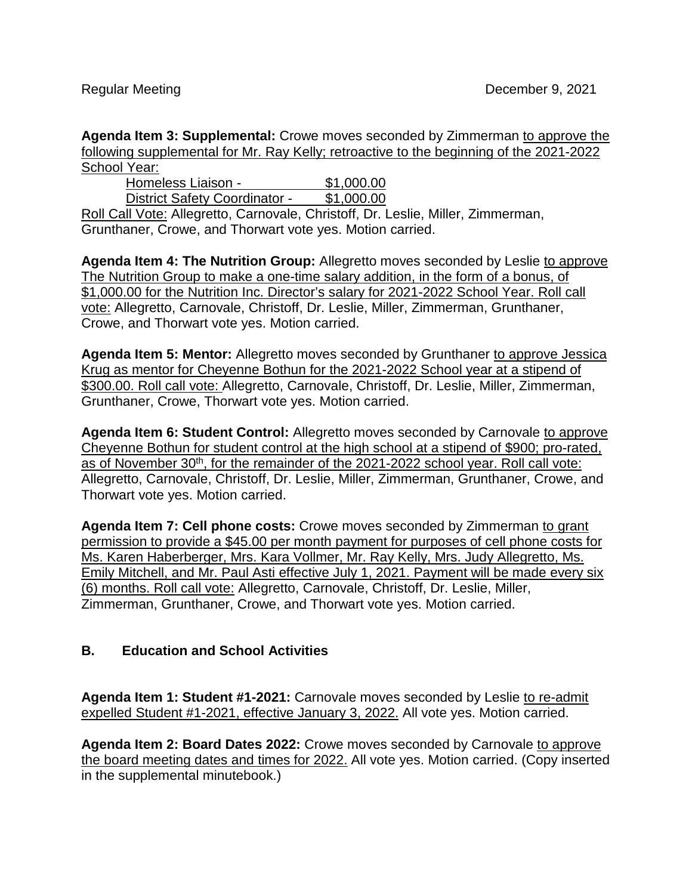**Agenda Item 3: Supplemental:** Crowe moves seconded by Zimmerman to approve the following supplemental for Mr. Ray Kelly; retroactive to the beginning of the 2021-2022 School Year:

Homeless Liaison - $1,000.00
District Safety Coordinator - $1,000.00

Roll Call Vote: Allegretto, Carnovale, Christoff, Dr. Leslie, Miller, Zimmerman, Grunthaner, Crowe, and Thorwart vote yes. Motion carried.

**Agenda Item 4: The Nutrition Group:** Allegretto moves seconded by Leslie to approve The Nutrition Group to make a one-time salary addition, in the form of a bonus, of $1,000.00 for the Nutrition Inc. Director's salary for 2021-2022 School Year. Roll call vote: Allegretto, Carnovale, Christoff, Dr. Leslie, Miller, Zimmerman, Grunthaner, Crowe, and Thorwart vote yes. Motion carried.

**Agenda Item 5: Mentor:** Allegretto moves seconded by Grunthaner to approve Jessica Krug as mentor for Cheyenne Bothun for the 2021-2022 School year at a stipend of $300.00. Roll call vote: Allegretto, Carnovale, Christoff, Dr. Leslie, Miller, Zimmerman, Grunthaner, Crowe, Thorwart vote yes. Motion carried.

**Agenda Item 6: Student Control:** Allegretto moves seconded by Carnovale to approve Cheyenne Bothun for student control at the high school at a stipend of $900; pro-rated, as of November 30th, for the remainder of the 2021-2022 school year. Roll call vote: Allegretto, Carnovale, Christoff, Dr. Leslie, Miller, Zimmerman, Grunthaner, Crowe, and Thorwart vote yes. Motion carried.

**Agenda Item 7: Cell phone costs:** Crowe moves seconded by Zimmerman to grant permission to provide a $45.00 per month payment for purposes of cell phone costs for Ms. Karen Haberberger, Mrs. Kara Vollmer, Mr. Ray Kelly, Mrs. Judy Allegretto, Ms. Emily Mitchell, and Mr. Paul Asti effective July 1, 2021. Payment will be made every six (6) months. Roll call vote: Allegretto, Carnovale, Christoff, Dr. Leslie, Miller, Zimmerman, Grunthaner, Crowe, and Thorwart vote yes. Motion carried.

## B. Education and School Activities

**Agenda Item 1: Student #1-2021:** Carnovale moves seconded by Leslie to re-admit expelled Student #1-2021, effective January 3, 2022. All vote yes. Motion carried.

**Agenda Item 2: Board Dates 2022:** Crowe moves seconded by Carnovale to approve the board meeting dates and times for 2022. All vote yes. Motion carried. (Copy inserted in the supplemental minutebook.)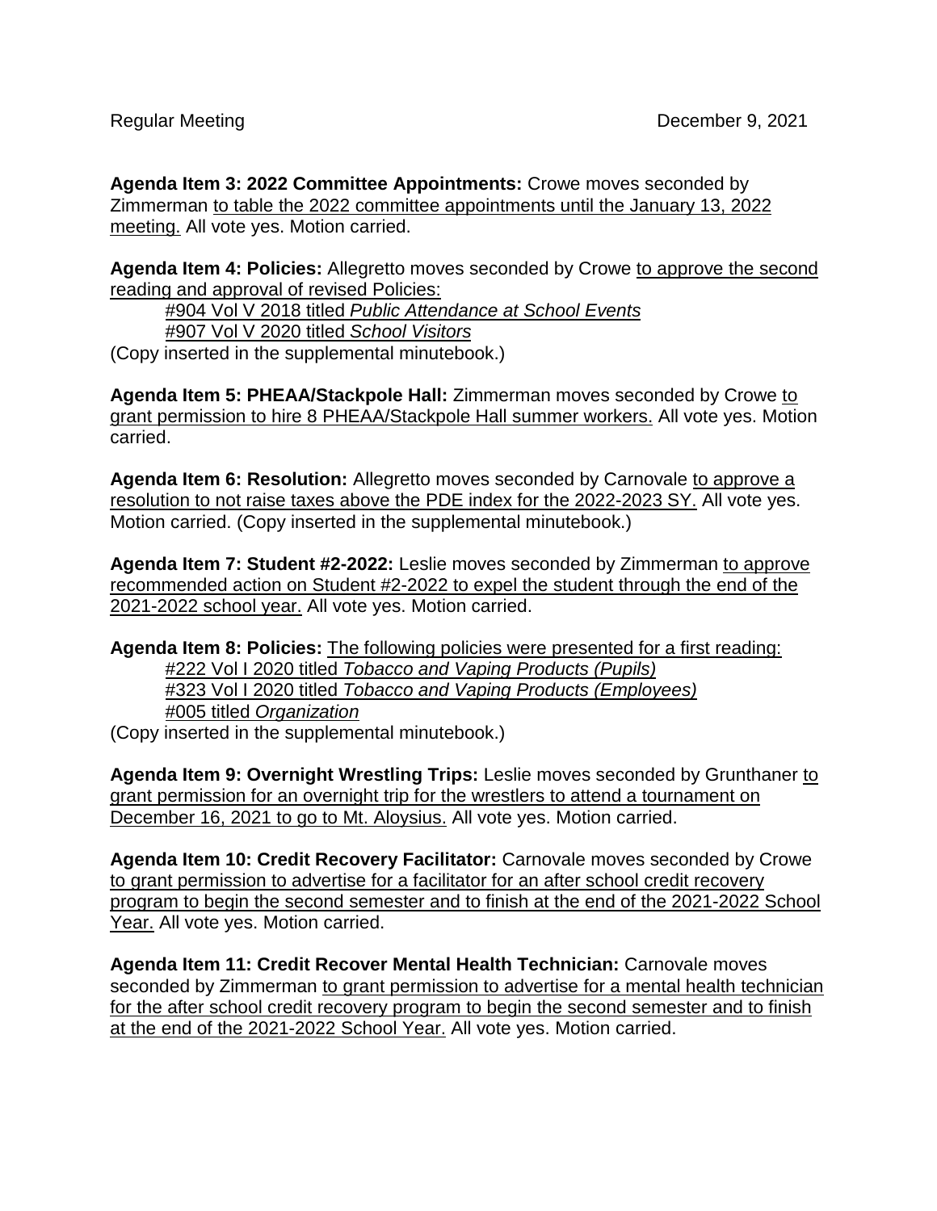Regular Meeting December 9, 2021

**Agenda Item 3: 2022 Committee Appointments:** Crowe moves seconded by Zimmerman <u>to table the 2022 committee appointments until the January 13, 2022 meeting.</u> All vote yes. Motion carried.

**Agenda Item 4: Policies:** Allegretto moves seconded by Crowe <u>to approve the second reading and approval of revised Policies:</u>

<u>#904 Vol V 2018 titled *Public Attendance at School Events*</u>
<u>#907 Vol V 2020 titled *School Visitors*</u>

(Copy inserted in the supplemental minutebook.)

**Agenda Item 5: PHEAA/Stackpole Hall:** Zimmerman moves seconded by Crowe <u>to grant permission to hire 8 PHEAA/Stackpole Hall summer workers.</u> All vote yes. Motion carried.

**Agenda Item 6: Resolution:** Allegretto moves seconded by Carnovale <u>to approve a resolution to not raise taxes above the PDE index for the 2022-2023 SY.</u> All vote yes. Motion carried. (Copy inserted in the supplemental minutebook.)

**Agenda Item 7: Student #2-2022:** Leslie moves seconded by Zimmerman <u>to approve recommended action on Student #2-2022 to expel the student through the end of the 2021-2022 school year.</u> All vote yes. Motion carried.

**Agenda Item 8: Policies:** <u>The following policies were presented for a first reading:</u>

<u>#222 Vol I 2020 titled *Tobacco and Vaping Products (Pupils)*</u>
<u>#323 Vol I 2020 titled *Tobacco and Vaping Products (Employees)*</u>
<u>#005 titled *Organization*</u>

(Copy inserted in the supplemental minutebook.)

**Agenda Item 9: Overnight Wrestling Trips:** Leslie moves seconded by Grunthaner <u>to grant permission for an overnight trip for the wrestlers to attend a tournament on December 16, 2021 to go to Mt. Aloysius.</u> All vote yes. Motion carried.

**Agenda Item 10: Credit Recovery Facilitator:** Carnovale moves seconded by Crowe <u>to grant permission to advertise for a facilitator for an after school credit recovery program to begin the second semester and to finish at the end of the 2021-2022 School Year.</u> All vote yes. Motion carried.

**Agenda Item 11: Credit Recover Mental Health Technician:** Carnovale moves seconded by Zimmerman <u>to grant permission to advertise for a mental health technician for the after school credit recovery program to begin the second semester and to finish at the end of the 2021-2022 School Year.</u> All vote yes. Motion carried.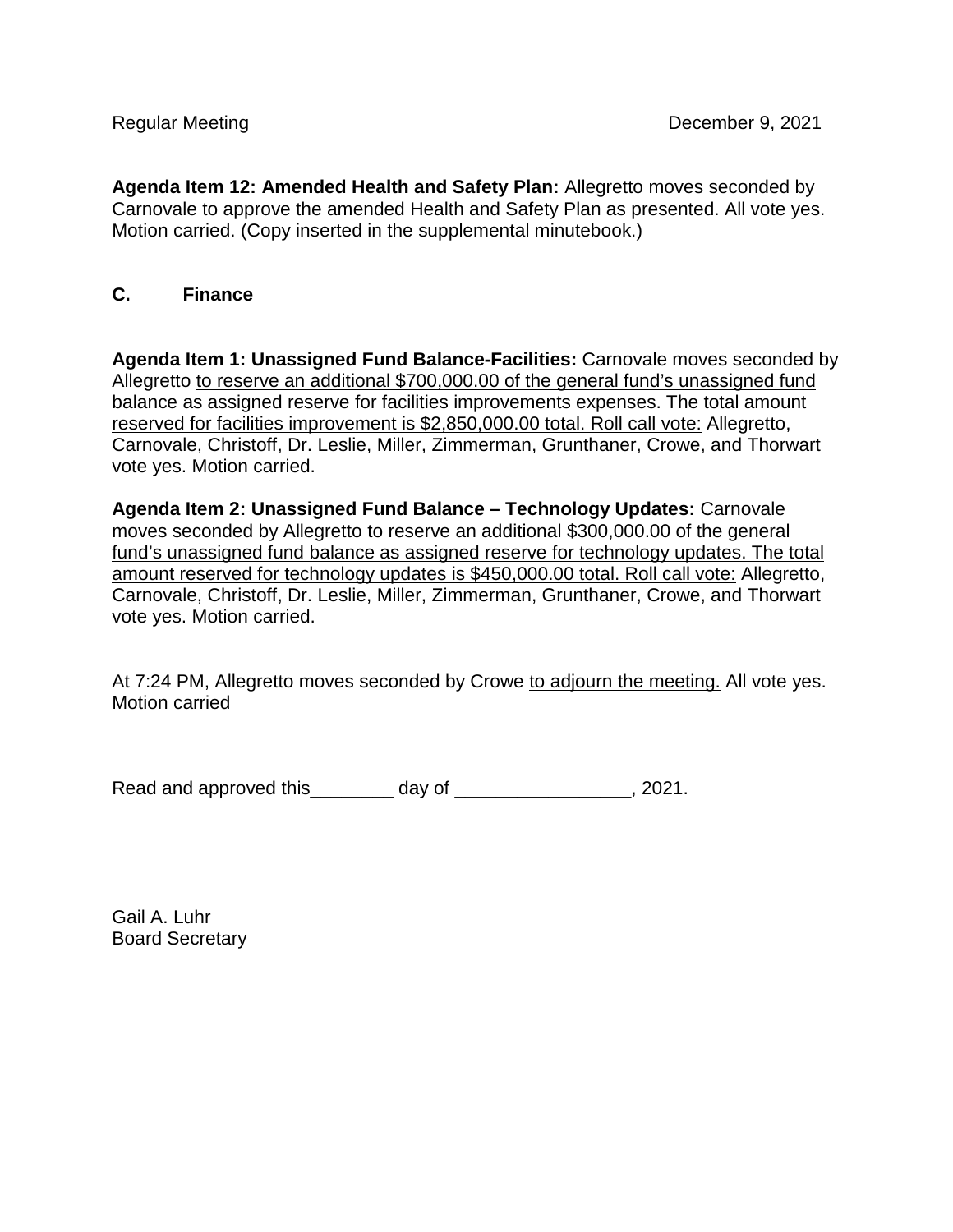Regular Meeting December 9, 2021

**Agenda Item 12: Amended Health and Safety Plan:** Allegretto moves seconded by Carnovale to approve the amended Health and Safety Plan as presented. All vote yes. Motion carried. (Copy inserted in the supplemental minutebook.)

## C. Finance

**Agenda Item 1: Unassigned Fund Balance-Facilities:** Carnovale moves seconded by Allegretto to reserve an additional $700,000.00 of the general fund's unassigned fund balance as assigned reserve for facilities improvements expenses. The total amount reserved for facilities improvement is $2,850,000.00 total. Roll call vote: Allegretto, Carnovale, Christoff, Dr. Leslie, Miller, Zimmerman, Grunthaner, Crowe, and Thorwart vote yes. Motion carried.

**Agenda Item 2: Unassigned Fund Balance – Technology Updates:** Carnovale moves seconded by Allegretto to reserve an additional $300,000.00 of the general fund's unassigned fund balance as assigned reserve for technology updates. The total amount reserved for technology updates is $450,000.00 total. Roll call vote: Allegretto, Carnovale, Christoff, Dr. Leslie, Miller, Zimmerman, Grunthaner, Crowe, and Thorwart vote yes. Motion carried.

At 7:24 PM, Allegretto moves seconded by Crowe to adjourn the meeting. All vote yes. Motion carried

Read and approved this________ day of _________________, 2021.

Gail A. Luhr
Board Secretary